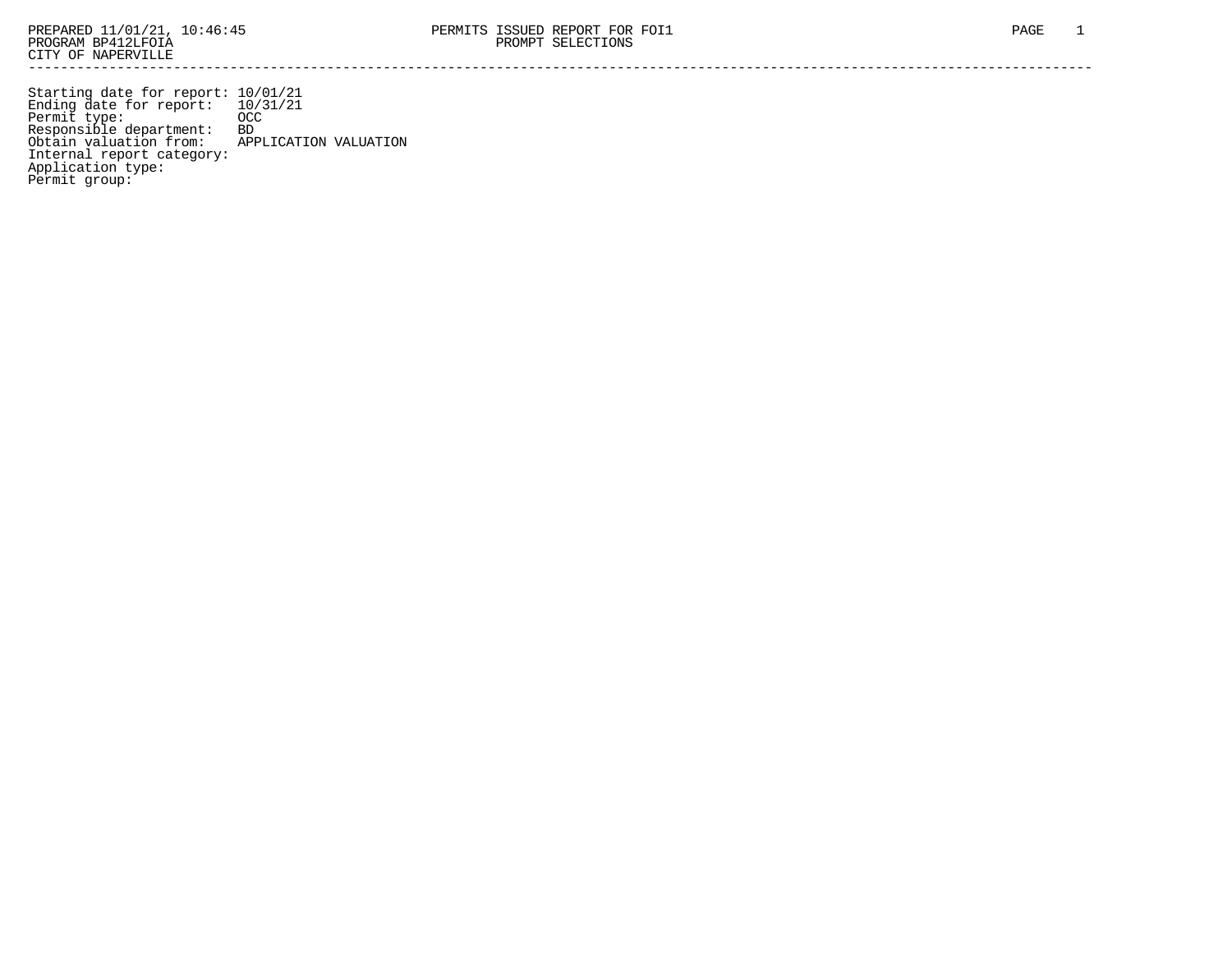PREPARED 11/01/21, 10:46:45 PERMITS ISSUED REPORT FOR FOI1
PROGRAM BP412LFOIA PROMPT SELECTIONS
CITY OF NAPERVILLE

---

Starting date for report: 10/01/21
Ending date for report: 10/31/21
Permit type: OCC
Responsible department: BD
Obtain valuation from: APPLICATION VALUATION
Internal report category:
Application type:
Permit group: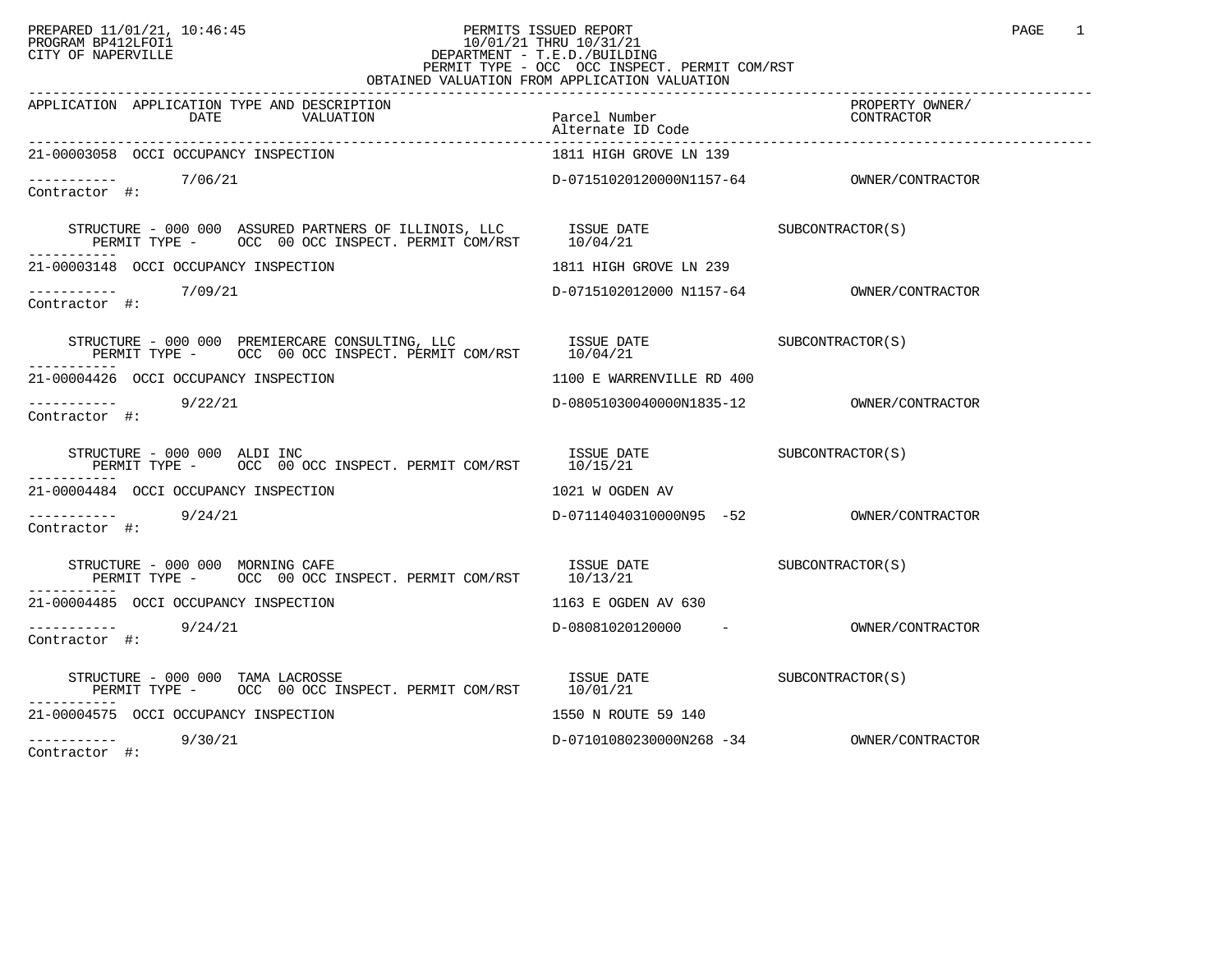PREPARED 11/01/21, 10:46:45
PROGRAM BP412LFOI1
CITY OF NAPERVILLE

PERMITS ISSUED REPORT
10/01/21 THRU 10/31/21
DEPARTMENT - T.E.D./BUILDING
PERMIT TYPE - OCC OCC INSPECT. PERMIT COM/RST
OBTAINED VALUATION FROM APPLICATION VALUATION

| APPLICATION | APPLICATION TYPE AND DESCRIPTION / DATE / VALUATION | Parcel Number / Alternate ID Code | PROPERTY OWNER/ CONTRACTOR |
|---|---|---|---|
| 21-00003058 | OCCI OCCUPANCY INSPECTION | 1811 HIGH GROVE LN 139 | |
| ----------- | 7/06/21 | D-07151020120000N1157-64 | OWNER/CONTRACTOR |
| Contractor #: | | | |
| | STRUCTURE - 000 000 ASSURED PARTNERS OF ILLINOIS, LLC | ISSUE DATE | SUBCONTRACTOR(S) |
| | PERMIT TYPE - OCC 00 OCC INSPECT. PERMIT COM/RST | 10/04/21 | |
| 21-00003148 | OCCI OCCUPANCY INSPECTION | 1811 HIGH GROVE LN 239 | |
| ----------- | 7/09/21 | D-0715102012000 N1157-64 | OWNER/CONTRACTOR |
| Contractor #: | | | |
| | STRUCTURE - 000 000 PREMIERCARE CONSULTING, LLC | ISSUE DATE | SUBCONTRACTOR(S) |
| | PERMIT TYPE - OCC 00 OCC INSPECT. PERMIT COM/RST | 10/04/21 | |
| 21-00004426 | OCCI OCCUPANCY INSPECTION | 1100 E WARRENVILLE RD 400 | |
| ----------- | 9/22/21 | D-08051030040000N1835-12 | OWNER/CONTRACTOR |
| Contractor #: | | | |
| | STRUCTURE - 000 000 ALDI INC | ISSUE DATE | SUBCONTRACTOR(S) |
| | PERMIT TYPE - OCC 00 OCC INSPECT. PERMIT COM/RST | 10/15/21 | |
| 21-00004484 | OCCI OCCUPANCY INSPECTION | 1021 W OGDEN AV | |
| ----------- | 9/24/21 | D-07114040310000N95 -52 | OWNER/CONTRACTOR |
| Contractor #: | | | |
| | STRUCTURE - 000 000 MORNING CAFE | ISSUE DATE | SUBCONTRACTOR(S) |
| | PERMIT TYPE - OCC 00 OCC INSPECT. PERMIT COM/RST | 10/13/21 | |
| 21-00004485 | OCCI OCCUPANCY INSPECTION | 1163 E OGDEN AV 630 | |
| ----------- | 9/24/21 | D-08081020120000 - | OWNER/CONTRACTOR |
| Contractor #: | | | |
| | STRUCTURE - 000 000 TAMA LACROSSE | ISSUE DATE | SUBCONTRACTOR(S) |
| | PERMIT TYPE - OCC 00 OCC INSPECT. PERMIT COM/RST | 10/01/21 | |
| 21-00004575 | OCCI OCCUPANCY INSPECTION | 1550 N ROUTE 59 140 | |
| ----------- | 9/30/21 | D-07101080230000N268 -34 | OWNER/CONTRACTOR |
| Contractor #: | | | |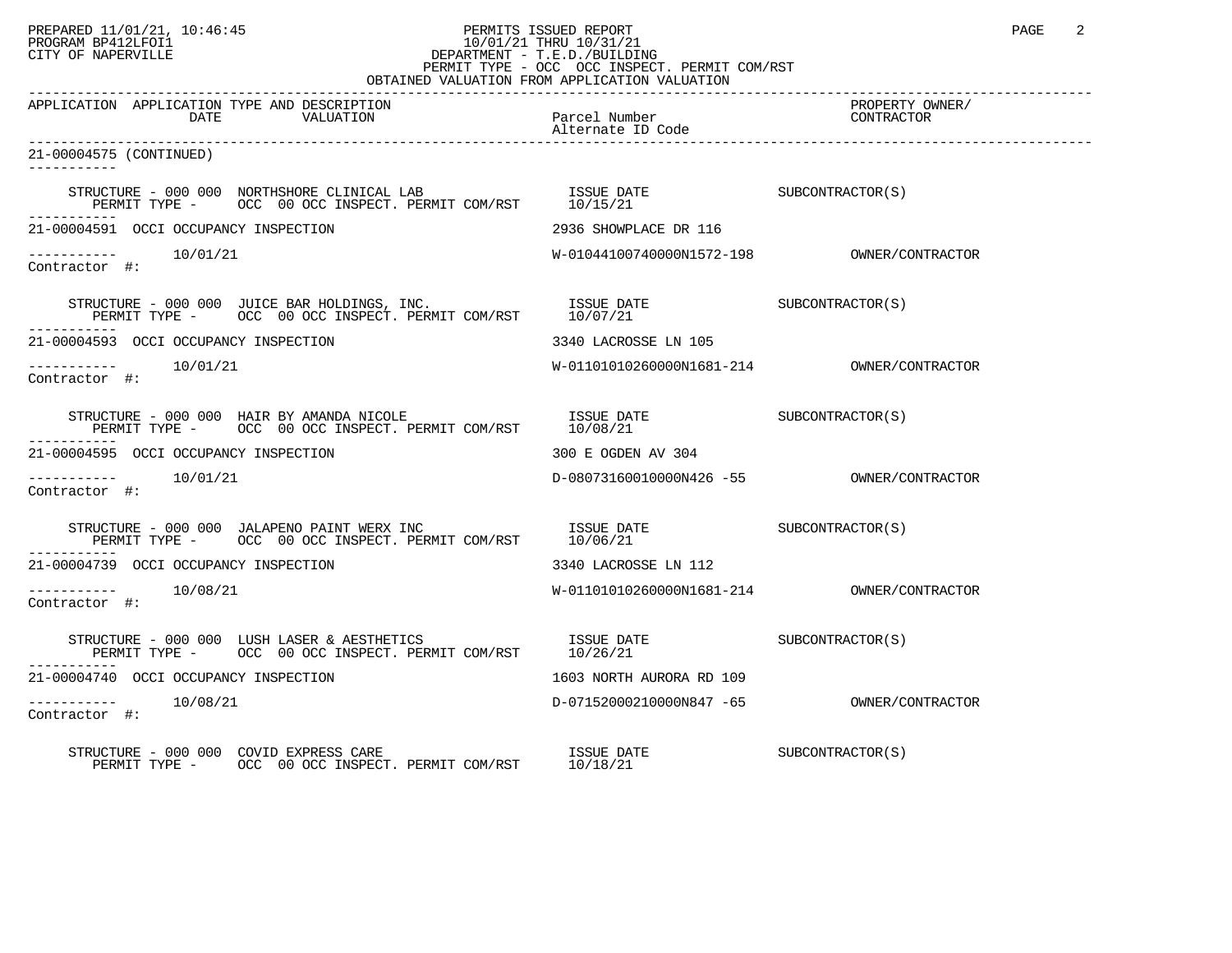PREPARED 11/01/21, 10:46:45
PROGRAM BP412LFOI1
CITY OF NAPERVILLE

PERMITS ISSUED REPORT
10/01/21 THRU 10/31/21
DEPARTMENT - T.E.D./BUILDING
PERMIT TYPE - OCC OCC INSPECT. PERMIT COM/RST
OBTAINED VALUATION FROM APPLICATION VALUATION

| APPLICATION | APPLICATION TYPE AND DESCRIPTION / DATE / VALUATION | Parcel Number / Alternate ID Code | PROPERTY OWNER/ CONTRACTOR |
|---|---|---|---|

**21-00004575 (CONTINUED)**

STRUCTURE - 000 000 NORTHSHORE CLINICAL LAB — ISSUE DATE 10/15/21 — SUBCONTRACTOR(S)
PERMIT TYPE - OCC 00 OCC INSPECT. PERMIT COM/RST

**21-00004591** OCCI OCCUPANCY INSPECTION — 2936 SHOWPLACE DR 116
10/01/21 — W-01044100740000N1572-198 — OWNER/CONTRACTOR
Contractor #:

STRUCTURE - 000 000 JUICE BAR HOLDINGS, INC. — ISSUE DATE 10/07/21 — SUBCONTRACTOR(S)
PERMIT TYPE - OCC 00 OCC INSPECT. PERMIT COM/RST

**21-00004593** OCCI OCCUPANCY INSPECTION — 3340 LACROSSE LN 105
10/01/21 — W-01101010260000N1681-214 — OWNER/CONTRACTOR
Contractor #:

STRUCTURE - 000 000 HAIR BY AMANDA NICOLE — ISSUE DATE 10/08/21 — SUBCONTRACTOR(S)
PERMIT TYPE - OCC 00 OCC INSPECT. PERMIT COM/RST

**21-00004595** OCCI OCCUPANCY INSPECTION — 300 E OGDEN AV 304
10/01/21 — D-08073160010000N426 -55 — OWNER/CONTRACTOR
Contractor #:

STRUCTURE - 000 000 JALAPENO PAINT WERX INC — ISSUE DATE 10/06/21 — SUBCONTRACTOR(S)
PERMIT TYPE - OCC 00 OCC INSPECT. PERMIT COM/RST

**21-00004739** OCCI OCCUPANCY INSPECTION — 3340 LACROSSE LN 112
10/08/21 — W-01101010260000N1681-214 — OWNER/CONTRACTOR
Contractor #:

STRUCTURE - 000 000 LUSH LASER & AESTHETICS — ISSUE DATE 10/26/21 — SUBCONTRACTOR(S)
PERMIT TYPE - OCC 00 OCC INSPECT. PERMIT COM/RST

**21-00004740** OCCI OCCUPANCY INSPECTION — 1603 NORTH AURORA RD 109
10/08/21 — D-07152000210000N847 -65 — OWNER/CONTRACTOR
Contractor #:

STRUCTURE - 000 000 COVID EXPRESS CARE — ISSUE DATE 10/18/21 — SUBCONTRACTOR(S)
PERMIT TYPE - OCC 00 OCC INSPECT. PERMIT COM/RST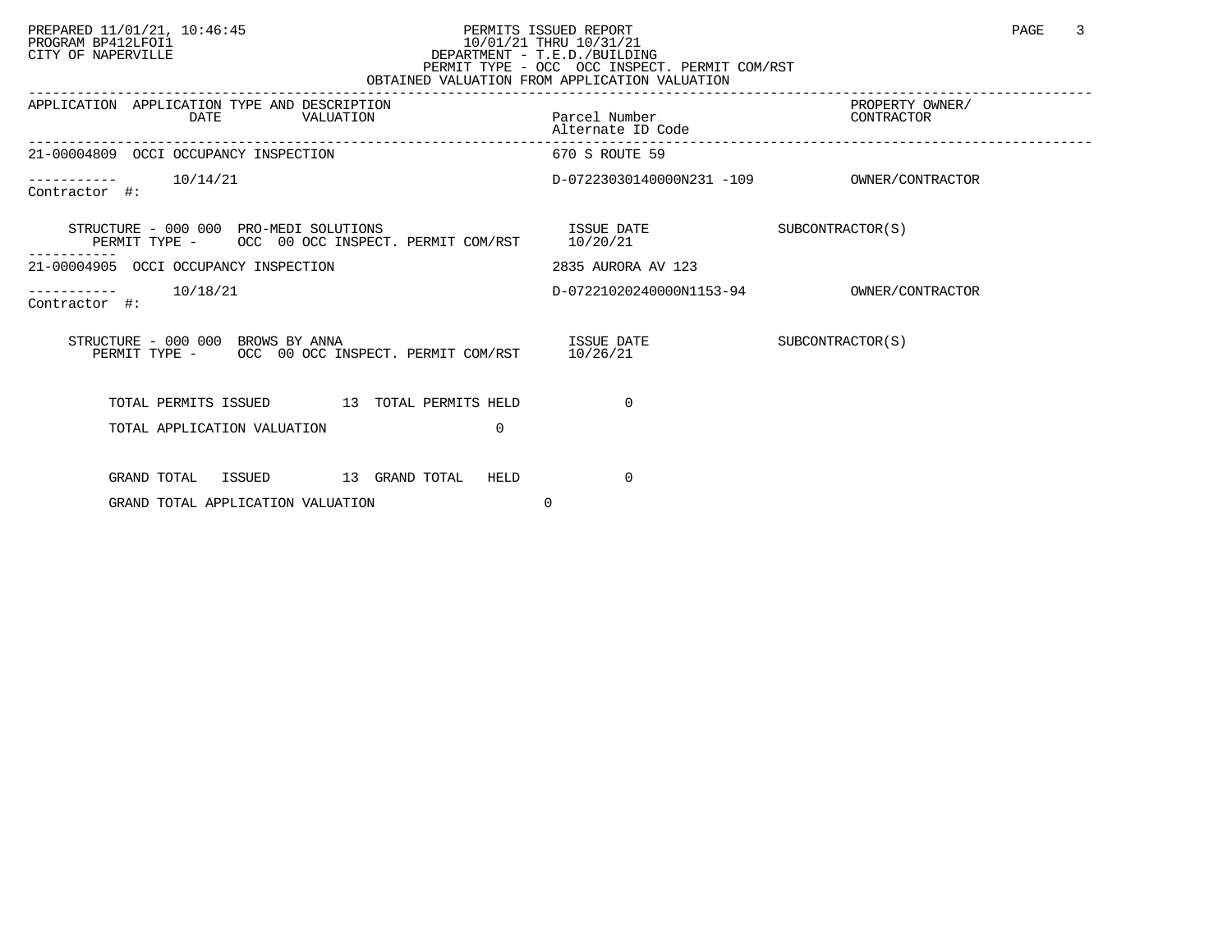PREPARED 11/01/21, 10:46:45
PROGRAM BP412LFOI1
CITY OF NAPERVILLE

PERMITS ISSUED REPORT
10/01/21 THRU 10/31/21
DEPARTMENT - T.E.D./BUILDING
PERMIT TYPE - OCC OCC INSPECT. PERMIT COM/RST
OBTAINED VALUATION FROM APPLICATION VALUATION

| APPLICATION | APPLICATION TYPE AND DESCRIPTION DATE VALUATION | Parcel Number Alternate ID Code | PROPERTY OWNER/ CONTRACTOR |
|---|---|---|---|
| 21-00004809 | OCCI OCCUPANCY INSPECTION | 670 S ROUTE 59 | |
| ----------- | 10/14/21 | D-07223030140000N231 -109 | OWNER/CONTRACTOR |
| Contractor #: | | | |
| | STRUCTURE - 000 000 PRO-MEDI SOLUTIONS | ISSUE DATE | SUBCONTRACTOR(S) |
| | PERMIT TYPE - OCC 00 OCC INSPECT. PERMIT COM/RST | 10/20/21 | |
| 21-00004905 | OCCI OCCUPANCY INSPECTION | 2835 AURORA AV 123 | |
| ----------- | 10/18/21 | D-07221020240000N1153-94 | OWNER/CONTRACTOR |
| Contractor #: | | | |
| | STRUCTURE - 000 000 BROWS BY ANNA | ISSUE DATE | SUBCONTRACTOR(S) |
| | PERMIT TYPE - OCC 00 OCC INSPECT. PERMIT COM/RST | 10/26/21 | |

TOTAL PERMITS ISSUED 13 TOTAL PERMITS HELD 0

TOTAL APPLICATION VALUATION 0

GRAND TOTAL ISSUED 13 GRAND TOTAL HELD 0

GRAND TOTAL APPLICATION VALUATION 0